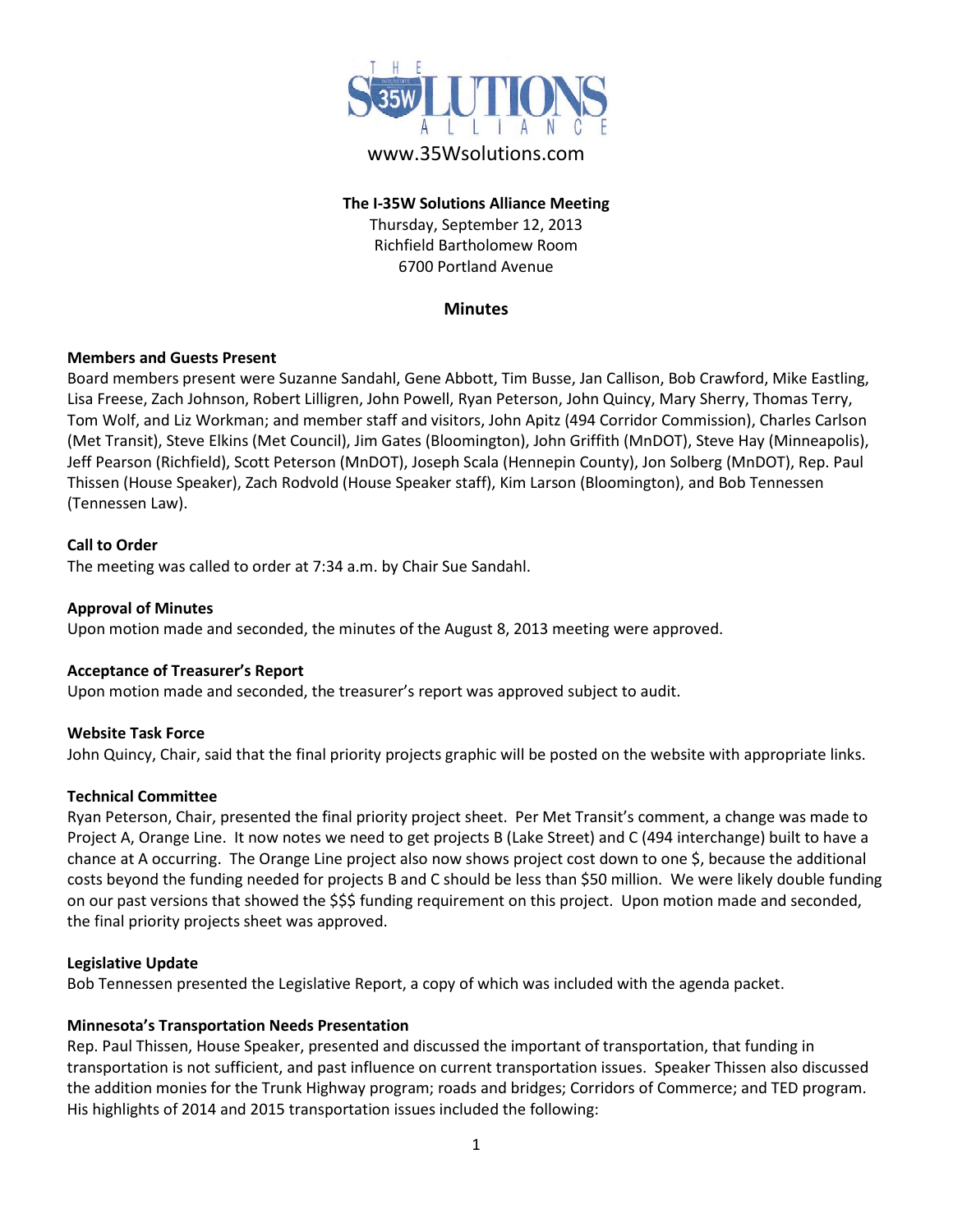THE 35W SOLUTIONS ALLIANCE

www.35Wsolutions.com

**The I-35W Solutions Alliance Meeting**

Thursday, September 12, 2013

Richfield Bartholomew Room

6700 Portland Avenue

## Minutes

**Members and Guests Present**

Board members present were Suzanne Sandahl, Gene Abbott, Tim Busse, Jan Callison, Bob Crawford, Mike Eastling, Lisa Freese, Zach Johnson, Robert Lilligren, John Powell, Ryan Peterson, John Quincy, Mary Sherry, Thomas Terry, Tom Wolf, and Liz Workman; and member staff and visitors, John Apitz (494 Corridor Commission), Charles Carlson (Met Transit), Steve Elkins (Met Council), Jim Gates (Bloomington), John Griffith (MnDOT), Steve Hay (Minneapolis), Jeff Pearson (Richfield), Scott Peterson (MnDOT), Joseph Scala (Hennepin County), Jon Solberg (MnDOT), Rep. Paul Thissen (House Speaker), Zach Rodvold (House Speaker staff), Kim Larson (Bloomington), and Bob Tennessen (Tennessen Law).

**Call to Order**

The meeting was called to order at 7:34 a.m. by Chair Sue Sandahl.

**Approval of Minutes**

Upon motion made and seconded, the minutes of the August 8, 2013 meeting were approved.

**Acceptance of Treasurer's Report**

Upon motion made and seconded, the treasurer's report was approved subject to audit.

**Website Task Force**

John Quincy, Chair, said that the final priority projects graphic will be posted on the website with appropriate links.

**Technical Committee**

Ryan Peterson, Chair, presented the final priority project sheet. Per Met Transit's comment, a change was made to Project A, Orange Line. It now notes we need to get projects B (Lake Street) and C (494 interchange) built to have a chance at A occurring. The Orange Line project also now shows project cost down to one $, because the additional costs beyond the funding needed for projects B and C should be less than $50 million. We were likely double funding on our past versions that showed the $$$ funding requirement on this project. Upon motion made and seconded, the final priority projects sheet was approved.

**Legislative Update**

Bob Tennessen presented the Legislative Report, a copy of which was included with the agenda packet.

**Minnesota's Transportation Needs Presentation**

Rep. Paul Thissen, House Speaker, presented and discussed the important of transportation, that funding in transportation is not sufficient, and past influence on current transportation issues. Speaker Thissen also discussed the addition monies for the Trunk Highway program; roads and bridges; Corridors of Commerce; and TED program. His highlights of 2014 and 2015 transportation issues included the following: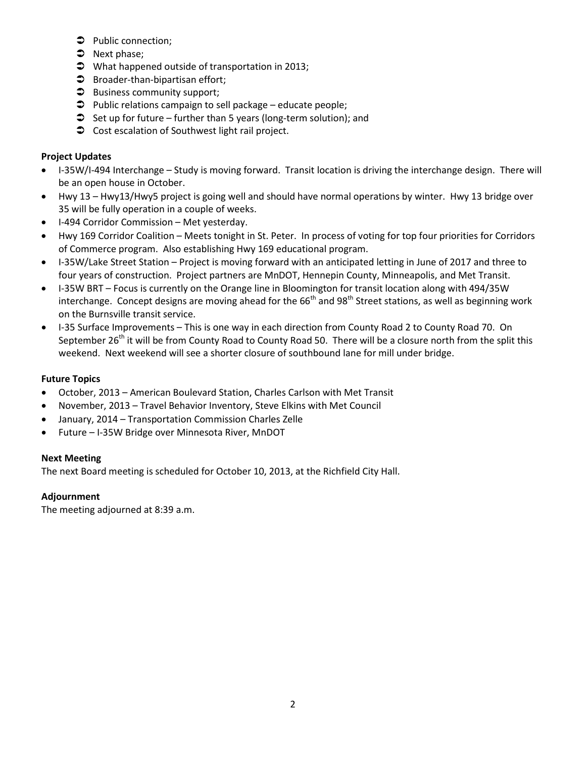- Public connection;
- Next phase;
- What happened outside of transportation in 2013;
- Broader-than-bipartisan effort;
- Business community support;
- Public relations campaign to sell package – educate people;
- Set up for future – further than 5 years (long-term solution); and
- Cost escalation of Southwest light rail project.

**Project Updates**

- I-35W/I-494 Interchange – Study is moving forward. Transit location is driving the interchange design. There will be an open house in October.
- Hwy 13 – Hwy13/Hwy5 project is going well and should have normal operations by winter. Hwy 13 bridge over 35 will be fully operation in a couple of weeks.
- I-494 Corridor Commission – Met yesterday.
- Hwy 169 Corridor Coalition – Meets tonight in St. Peter. In process of voting for top four priorities for Corridors of Commerce program. Also establishing Hwy 169 educational program.
- I-35W/Lake Street Station – Project is moving forward with an anticipated letting in June of 2017 and three to four years of construction. Project partners are MnDOT, Hennepin County, Minneapolis, and Met Transit.
- I-35W BRT – Focus is currently on the Orange line in Bloomington for transit location along with 494/35W interchange. Concept designs are moving ahead for the 66th and 98th Street stations, as well as beginning work on the Burnsville transit service.
- I-35 Surface Improvements – This is one way in each direction from County Road 2 to County Road 70. On September 26th it will be from County Road to County Road 50. There will be a closure north from the split this weekend. Next weekend will see a shorter closure of southbound lane for mill under bridge.

**Future Topics**

- October, 2013 – American Boulevard Station, Charles Carlson with Met Transit
- November, 2013 – Travel Behavior Inventory, Steve Elkins with Met Council
- January, 2014 – Transportation Commission Charles Zelle
- Future – I-35W Bridge over Minnesota River, MnDOT

**Next Meeting**

The next Board meeting is scheduled for October 10, 2013, at the Richfield City Hall.

**Adjournment**

The meeting adjourned at 8:39 a.m.